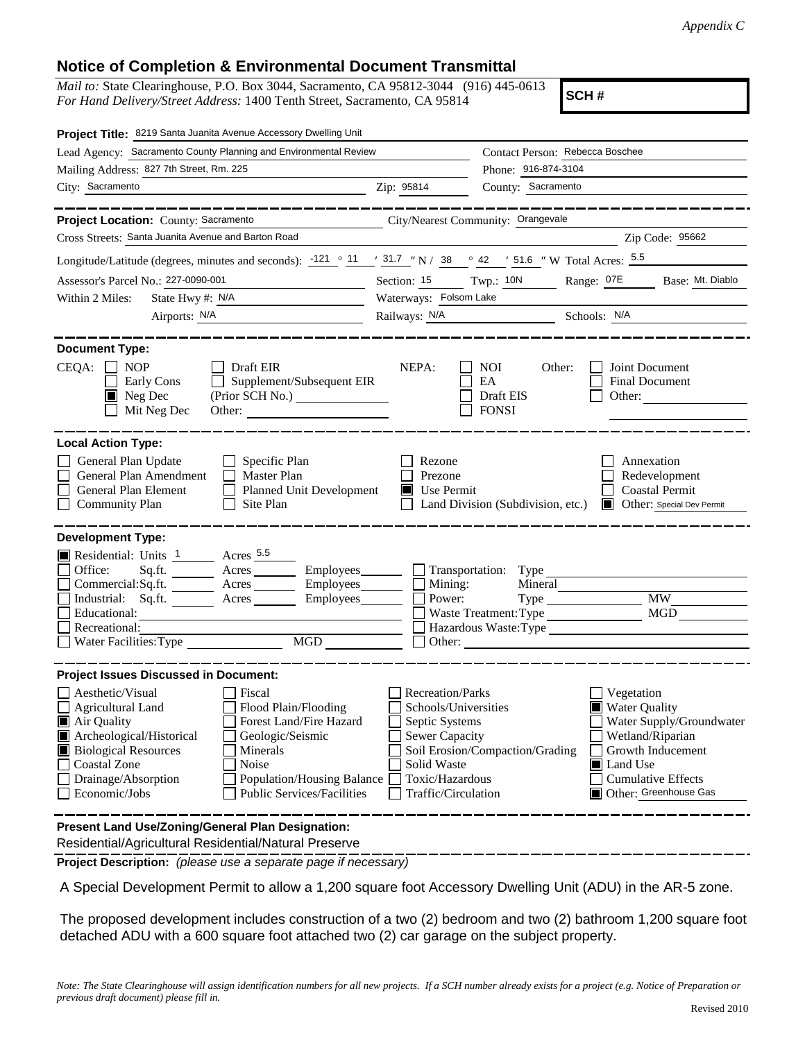*Appendix C*

# Notice of Completion & Environmental Document Transmittal

*Mail to:* State Clearinghouse, P.O. Box 3044, Sacramento, CA 95812-3044 (916) 445-0613
*For Hand Delivery/Street Address:* 1400 Tenth Street, Sacramento, CA 95814

**SCH #**

**Project Title:** 8219 Santa Juanita Avenue Accessory Dwelling Unit

Lead Agency: Sacramento County Planning and Environmental Review
Contact Person: Rebecca Boschee
Mailing Address: 827 7th Street, Rm. 225
Phone: 916-874-3104
City: Sacramento Zip: 95814 County: Sacramento

**Project Location:** County: Sacramento City/Nearest Community: Orangevale
Cross Streets: Santa Juanita Avenue and Barton Road Zip Code: 95662

Longitude/Latitude (degrees, minutes and seconds): -121 ° 11 ′ 31.7 ″ N / 38 ° 42 ′ 51.6 ″ W Total Acres: 5.5

Assessor's Parcel No.: 227-0090-001 Section: 15 Twp.: 10N Range: 07E Base: Mt. Diablo

Within 2 Miles: State Hwy #: N/A Waterways: Folsom Lake
Airports: N/A Railways: N/A Schools: N/A

**Document Type:**

CEQA: ☐ NOP ☐ Early Cons ☒ Neg Dec ☐ Mit Neg Dec ☐ Draft EIR ☐ Supplement/Subsequent EIR (Prior SCH No.) Other:
NEPA: ☐ NOI ☐ EA ☐ Draft EIS ☐ FONSI
Other: ☐ Joint Document ☐ Final Document ☐ Other:

**Local Action Type:**

☐ General Plan Update ☐ General Plan Amendment ☐ General Plan Element ☐ Community Plan ☐ Specific Plan ☐ Master Plan ☐ Planned Unit Development ☐ Site Plan ☐ Rezone ☐ Prezone ☒ Use Permit ☐ Land Division (Subdivision, etc.) ☐ Annexation ☐ Redevelopment ☐ Coastal Permit ☒ Other: Special Dev Permit

**Development Type:**

☒ Residential: Units 1 Acres 5.5
☐ Office: Sq.ft. Acres Employees
☐ Commercial: Sq.ft. Acres Employees
☐ Industrial: Sq.ft. Acres Employees
☐ Educational:
☐ Recreational:
☐ Water Facilities: Type MGD
☐ Transportation: Type
☐ Mining: Mineral
☐ Power: Type MW
☐ Waste Treatment: Type MGD
☐ Hazardous Waste: Type
☐ Other:

**Project Issues Discussed in Document:**

☐ Aesthetic/Visual ☐ Agricultural Land ☒ Air Quality ☒ Archeological/Historical ☒ Biological Resources ☐ Coastal Zone ☐ Drainage/Absorption ☐ Economic/Jobs ☐ Fiscal ☐ Flood Plain/Flooding ☐ Forest Land/Fire Hazard ☐ Geologic/Seismic ☐ Minerals ☐ Noise ☐ Population/Housing Balance ☐ Public Services/Facilities ☐ Recreation/Parks ☐ Schools/Universities ☐ Septic Systems ☐ Sewer Capacity ☐ Soil Erosion/Compaction/Grading ☐ Solid Waste ☐ Toxic/Hazardous ☐ Traffic/Circulation ☐ Vegetation ☒ Water Quality ☐ Water Supply/Groundwater ☐ Wetland/Riparian ☐ Growth Inducement ☒ Land Use ☐ Cumulative Effects ☒ Other: Greenhouse Gas

**Present Land Use/Zoning/General Plan Designation:**
Residential/Agricultural Residential/Natural Preserve

**Project Description:** *(please use a separate page if necessary)*

A Special Development Permit to allow a 1,200 square foot Accessory Dwelling Unit (ADU) in the AR-5 zone.

The proposed development includes construction of a two (2) bedroom and two (2) bathroom 1,200 square foot detached ADU with a 600 square foot attached two (2) car garage on the subject property.

*Note: The State Clearinghouse will assign identification numbers for all new projects. If a SCH number already exists for a project (e.g. Notice of Preparation or previous draft document) please fill in.*

Revised 2010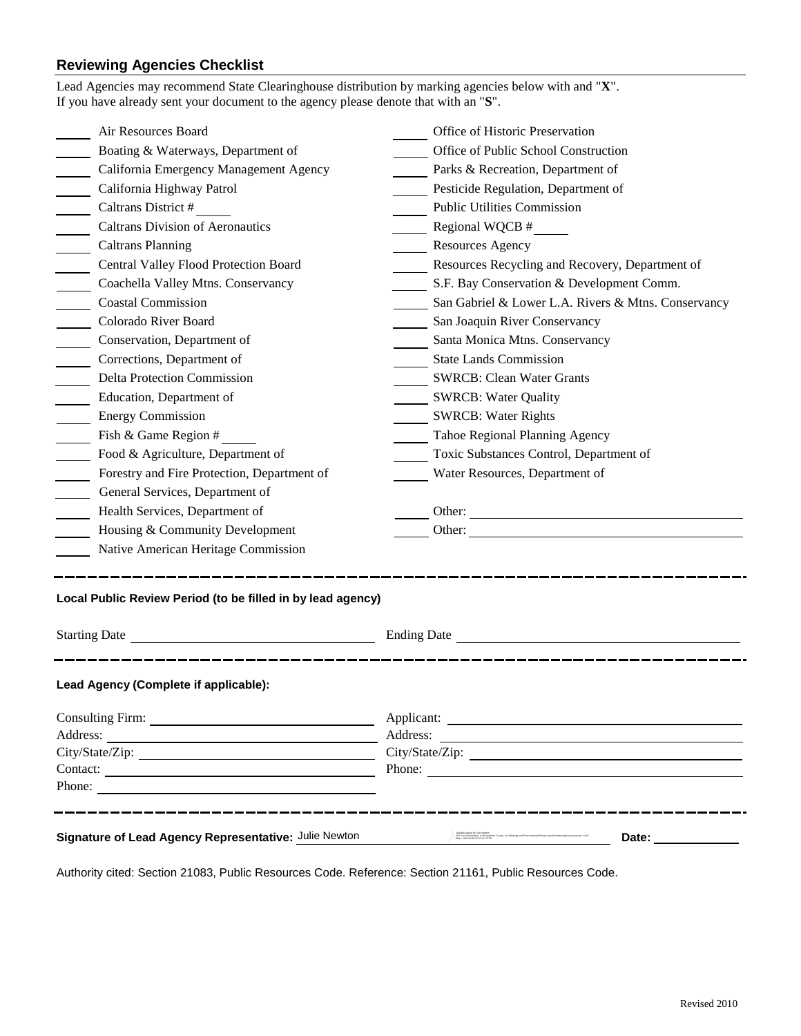## Reviewing Agencies Checklist

Lead Agencies may recommend State Clearinghouse distribution by marking agencies below with and "**X**".
If you have already sent your document to the agency please denote that with an "**S**".

_____ Air Resources Board
_____ Boating & Waterways, Department of
_____ California Emergency Management Agency
_____ California Highway Patrol
_____ Caltrans District # _____
_____ Caltrans Division of Aeronautics
_____ Caltrans Planning
_____ Central Valley Flood Protection Board
_____ Coachella Valley Mtns. Conservancy
_____ Coastal Commission
_____ Colorado River Board
_____ Conservation, Department of
_____ Corrections, Department of
_____ Delta Protection Commission
_____ Education, Department of
_____ Energy Commission
_____ Fish & Game Region # _____
_____ Food & Agriculture, Department of
_____ Forestry and Fire Protection, Department of
_____ General Services, Department of
_____ Health Services, Department of
_____ Housing & Community Development
_____ Native American Heritage Commission
_____ Office of Historic Preservation
_____ Office of Public School Construction
_____ Parks & Recreation, Department of
_____ Pesticide Regulation, Department of
_____ Public Utilities Commission
_____ Regional WQCB # _____
_____ Resources Agency
_____ Resources Recycling and Recovery, Department of
_____ S.F. Bay Conservation & Development Comm.
_____ San Gabriel & Lower L.A. Rivers & Mtns. Conservancy
_____ San Joaquin River Conservancy
_____ Santa Monica Mtns. Conservancy
_____ State Lands Commission
_____ SWRCB: Clean Water Grants
_____ SWRCB: Water Quality
_____ SWRCB: Water Rights
_____ Tahoe Regional Planning Agency
_____ Toxic Substances Control, Department of
_____ Water Resources, Department of

_____ Other: _____________________
_____ Other: _____________________

---

**Local Public Review Period (to be filled in by lead agency)**

Starting Date _____________________ Ending Date _____________________

---

**Lead Agency (Complete if applicable):**

Consulting Firm: _____________________
Address: _____________________
City/State/Zip: _____________________
Contact: _____________________
Phone: _____________________

Applicant: _____________________
Address: _____________________
City/State/Zip: _____________________
Phone: _____________________

---

**Signature of Lead Agency Representative:** Julie Newton **Date:** _____________

Authority cited: Section 21083, Public Resources Code. Reference: Section 21161, Public Resources Code.

Revised 2010